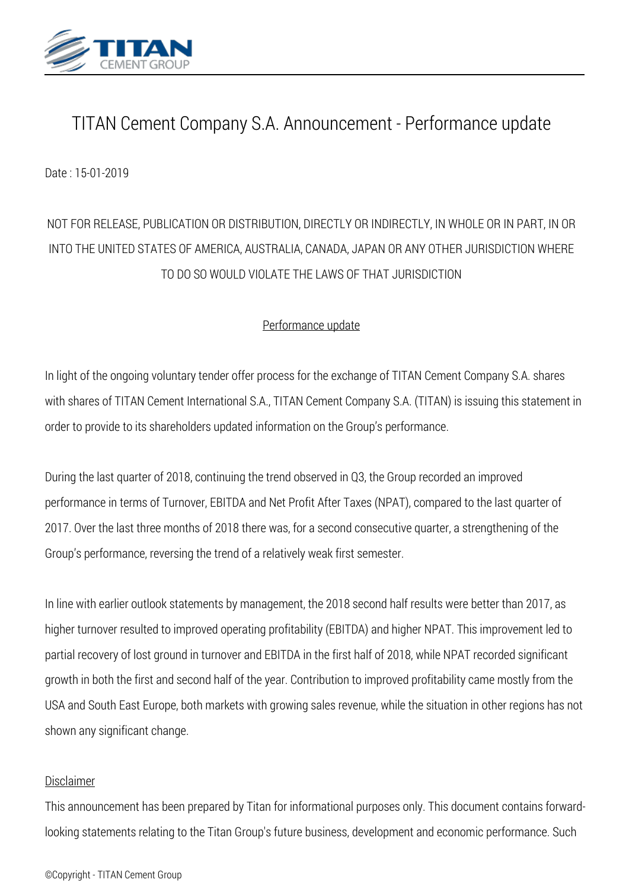# TITAN Cement Company S.A. Announcement - Performance update

Date : 15-01-2019

NOT FOR RELEASE, PUBLICATION OR DISTRIBUTION, DIRECTLY OR INDIRECTLY, IN WHOLE OR IN PART, IN OR INTO THE UNITED STATES OF AMERICA, AUSTRALIA, CANADA, JAPAN OR ANY OTHER JURISDICTION WHERE TO DO SO WOULD VIOLATE THE LAWS OF THAT JURISDICTION

## Performance update

In light of the ongoing voluntary tender offer process for the exchange of TITAN Cement Company S.A. shares with shares of TITAN Cement International S.A., TITAN Cement Company S.A. (TITAN) is issuing this statement in order to provide to its shareholders updated information on the Group's performance.

During the last quarter of 2018, continuing the trend observed in Q3, the Group recorded an improved performance in terms of Turnover, EBITDA and Net Profit After Taxes (NPAT), compared to the last quarter of 2017. Over the last three months of 2018 there was, for a second consecutive quarter, a strengthening of the Group's performance, reversing the trend of a relatively weak first semester.

In line with earlier outlook statements by management, the 2018 second half results were better than 2017, as higher turnover resulted to improved operating profitability (EBITDA) and higher NPAT. This improvement led to partial recovery of lost ground in turnover and EBITDA in the first half of 2018, while NPAT recorded significant growth in both the first and second half of the year. Contribution to improved profitability came mostly from the USA and South East Europe, both markets with growing sales revenue, while the situation in other regions has not shown any significant change.

## Disclaimer

This announcement has been prepared by Titan for informational purposes only. This document contains forward-looking statements relating to the Titan Group's future business, development and economic performance. Such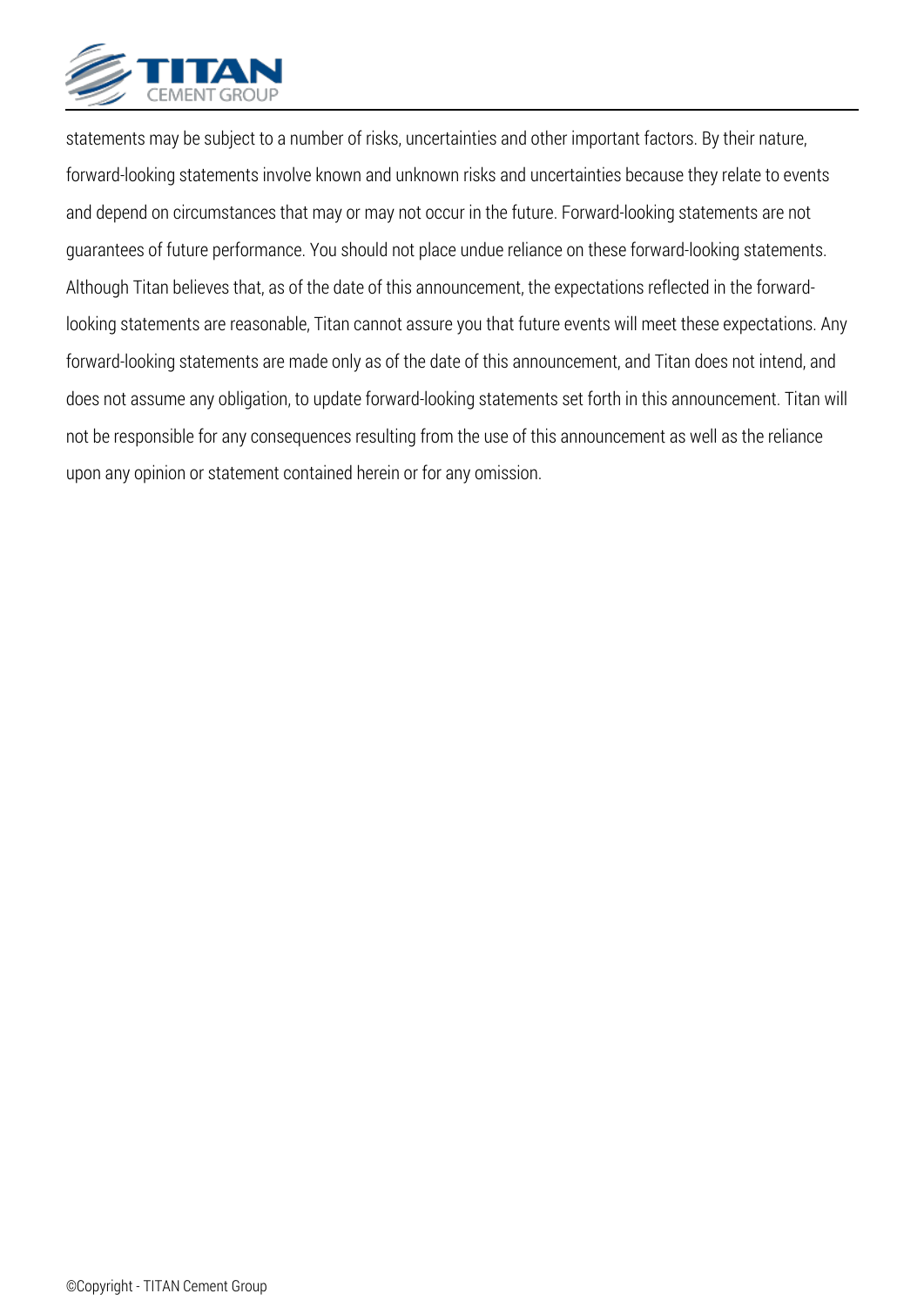statements may be subject to a number of risks, uncertainties and other important factors. By their nature, forward-looking statements involve known and unknown risks and uncertainties because they relate to events and depend on circumstances that may or may not occur in the future. Forward-looking statements are not guarantees of future performance. You should not place undue reliance on these forward-looking statements. Although Titan believes that, as of the date of this announcement, the expectations reflected in the forward-looking statements are reasonable, Titan cannot assure you that future events will meet these expectations. Any forward-looking statements are made only as of the date of this announcement, and Titan does not intend, and does not assume any obligation, to update forward-looking statements set forth in this announcement. Titan will not be responsible for any consequences resulting from the use of this announcement as well as the reliance upon any opinion or statement contained herein or for any omission.